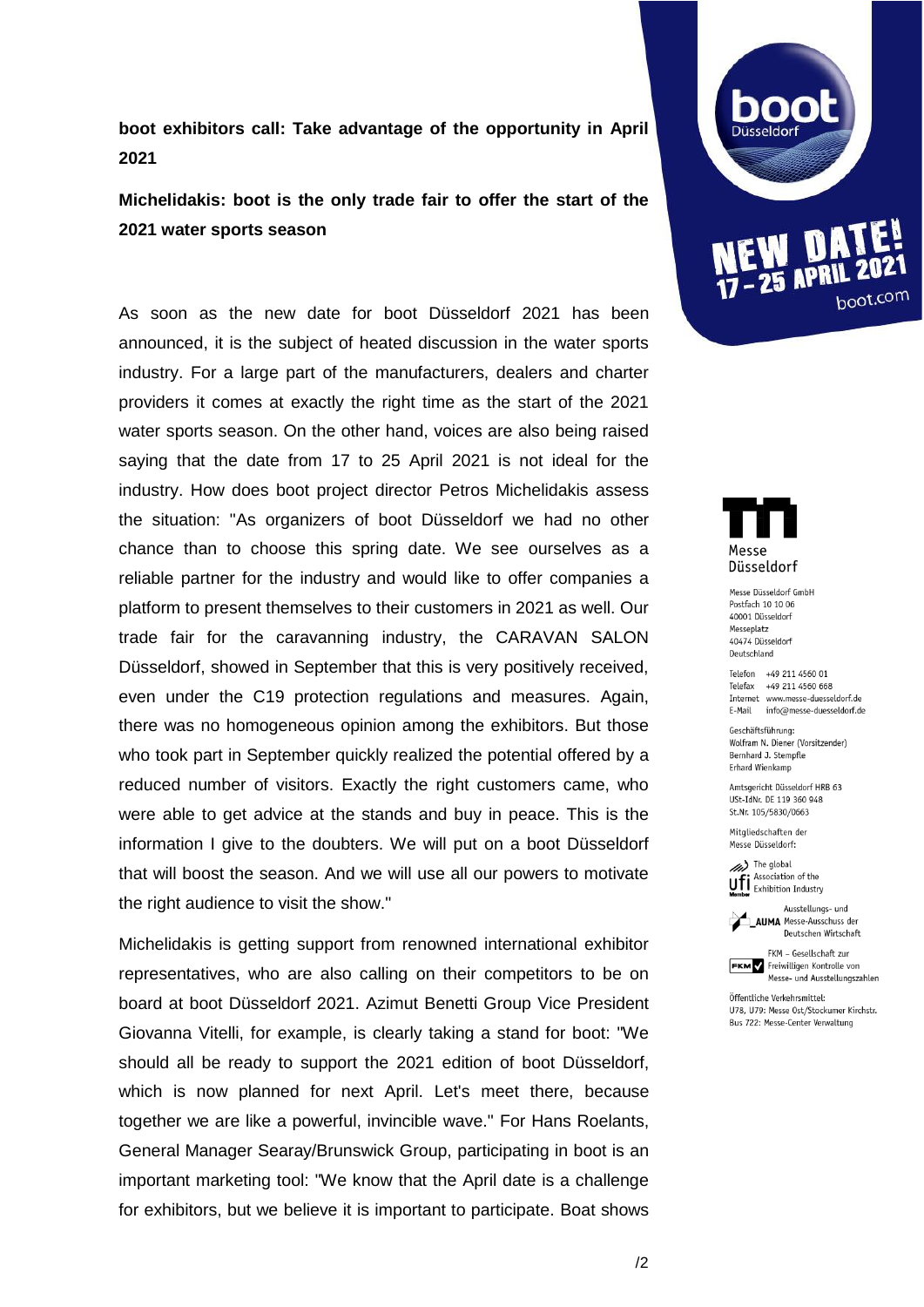**boot exhibitors call: Take advantage of the opportunity in April 2021**

**Michelidakis: boot is the only trade fair to offer the start of the 2021 water sports season**

As soon as the new date for boot Düsseldorf 2021 has been announced, it is the subject of heated discussion in the water sports industry. For a large part of the manufacturers, dealers and charter providers it comes at exactly the right time as the start of the 2021 water sports season. On the other hand, voices are also being raised saying that the date from 17 to 25 April 2021 is not ideal for the industry. How does boot project director Petros Michelidakis assess the situation: "As organizers of boot Düsseldorf we had no other chance than to choose this spring date. We see ourselves as a reliable partner for the industry and would like to offer companies a platform to present themselves to their customers in 2021 as well. Our trade fair for the caravanning industry, the CARAVAN SALON Düsseldorf, showed in September that this is very positively received, even under the C19 protection regulations and measures. Again, there was no homogeneous opinion among the exhibitors. But those who took part in September quickly realized the potential offered by a reduced number of visitors. Exactly the right customers came, who were able to get advice at the stands and buy in peace. This is the information I give to the doubters. We will put on a boot Düsseldorf that will boost the season. And we will use all our powers to motivate the right audience to visit the show."

Michelidakis is getting support from renowned international exhibitor representatives, who are also calling on their competitors to be on board at boot Düsseldorf 2021. Azimut Benetti Group Vice President Giovanna Vitelli, for example, is clearly taking a stand for boot: "We should all be ready to support the 2021 edition of boot Düsseldorf, which is now planned for next April. Let's meet there, because together we are like a powerful, invincible wave." For Hans Roelants, General Manager Searay/Brunswick Group, participating in boot is an important marketing tool: "We know that the April date is a challenge for exhibitors, but we believe it is important to participate. Boat shows

boot Düsseldorf
NEW DATE! 17 – 25 APRIL 2021
boot.com

Messe Düsseldorf

Messe Düsseldorf GmbH
Postfach 10 10 06
40001 Düsseldorf
Messeplatz
40474 Düsseldorf
Deutschland

Telefon +49 211 4560 01
Telefax +49 211 4560 668
Internet www.messe-duesseldorf.de
E-Mail info@messe-duesseldorf.de

Geschäftsführung:
Wolfram N. Diener (Vorsitzender)
Bernhard J. Stempfle
Erhard Wienkamp

Amtsgericht Düsseldorf HRB 63
USt-IdNr. DE 119 360 948
St.Nr. 105/5830/0663

Mitgliedschaften der
Messe Düsseldorf:

ufi – The global Association of the Exhibition Industry

AUMA – Ausstellungs- und Messe-Ausschuss der Deutschen Wirtschaft

FKM – Gesellschaft zur Freiwilligen Kontrolle von Messe- und Ausstellungszahlen

Öffentliche Verkehrsmittel:
U78, U79: Messe Ost/Stockumer Kirchstr.
Bus 722: Messe-Center Verwaltung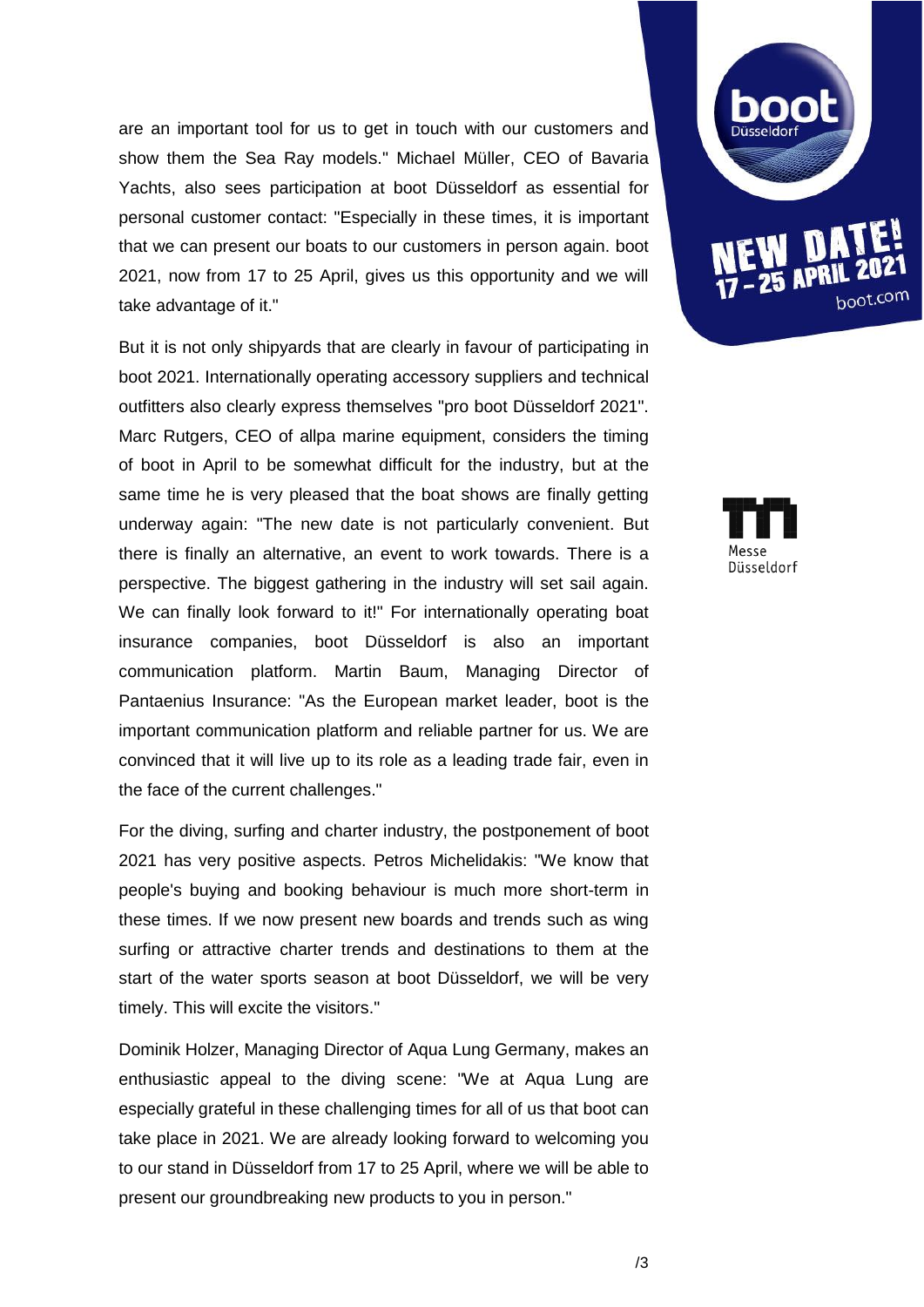are an important tool for us to get in touch with our customers and show them the Sea Ray models." Michael Müller, CEO of Bavaria Yachts, also sees participation at boot Düsseldorf as essential for personal customer contact: "Especially in these times, it is important that we can present our boats to our customers in person again. boot 2021, now from 17 to 25 April, gives us this opportunity and we will take advantage of it."

But it is not only shipyards that are clearly in favour of participating in boot 2021. Internationally operating accessory suppliers and technical outfitters also clearly express themselves "pro boot Düsseldorf 2021". Marc Rutgers, CEO of allpa marine equipment, considers the timing of boot in April to be somewhat difficult for the industry, but at the same time he is very pleased that the boat shows are finally getting underway again: "The new date is not particularly convenient. But there is finally an alternative, an event to work towards. There is a perspective. The biggest gathering in the industry will set sail again. We can finally look forward to it!" For internationally operating boat insurance companies, boot Düsseldorf is also an important communication platform. Martin Baum, Managing Director of Pantaenius Insurance: "As the European market leader, boot is the important communication platform and reliable partner for us. We are convinced that it will live up to its role as a leading trade fair, even in the face of the current challenges."

For the diving, surfing and charter industry, the postponement of boot 2021 has very positive aspects. Petros Michelidakis: "We know that people's buying and booking behaviour is much more short-term in these times. If we now present new boards and trends such as wing surfing or attractive charter trends and destinations to them at the start of the water sports season at boot Düsseldorf, we will be very timely. This will excite the visitors."

Dominik Holzer, Managing Director of Aqua Lung Germany, makes an enthusiastic appeal to the diving scene: "We at Aqua Lung are especially grateful in these challenging times for all of us that boot can take place in 2021. We are already looking forward to welcoming you to our stand in Düsseldorf from 17 to 25 April, where we will be able to present our groundbreaking new products to you in person."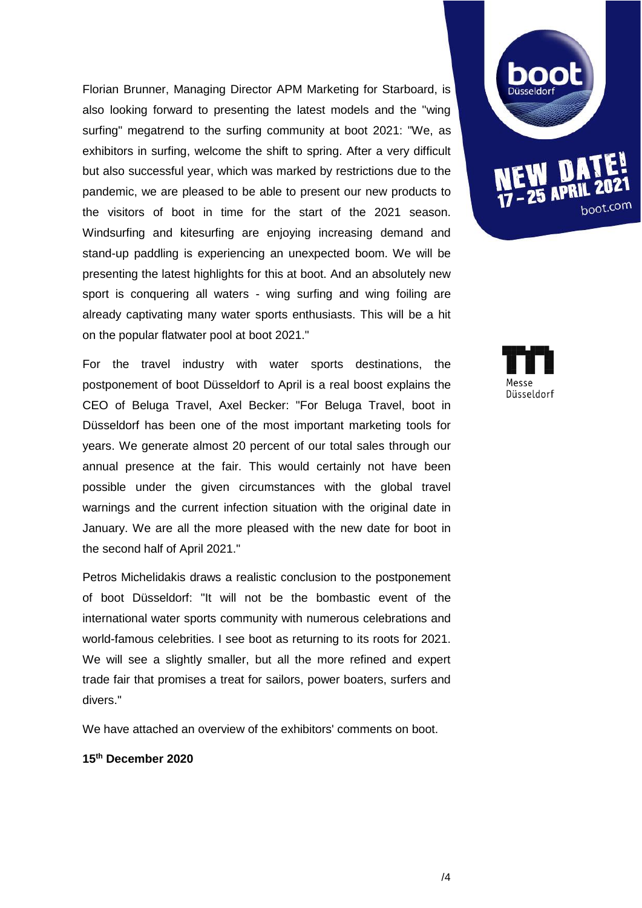Florian Brunner, Managing Director APM Marketing for Starboard, is also looking forward to presenting the latest models and the "wing surfing" megatrend to the surfing community at boot 2021: "We, as exhibitors in surfing, welcome the shift to spring. After a very difficult but also successful year, which was marked by restrictions due to the pandemic, we are pleased to be able to present our new products to the visitors of boot in time for the start of the 2021 season. Windsurfing and kitesurfing are enjoying increasing demand and stand-up paddling is experiencing an unexpected boom. We will be presenting the latest highlights for this at boot. And an absolutely new sport is conquering all waters - wing surfing and wing foiling are already captivating many water sports enthusiasts. This will be a hit on the popular flatwater pool at boot 2021."

For the travel industry with water sports destinations, the postponement of boot Düsseldorf to April is a real boost explains the CEO of Beluga Travel, Axel Becker: "For Beluga Travel, boot in Düsseldorf has been one of the most important marketing tools for years. We generate almost 20 percent of our total sales through our annual presence at the fair. This would certainly not have been possible under the given circumstances with the global travel warnings and the current infection situation with the original date in January. We are all the more pleased with the new date for boot in the second half of April 2021."

Petros Michelidakis draws a realistic conclusion to the postponement of boot Düsseldorf: "It will not be the bombastic event of the international water sports community with numerous celebrations and world-famous celebrities. I see boot as returning to its roots for 2021. We will see a slightly smaller, but all the more refined and expert trade fair that promises a treat for sailors, power boaters, surfers and divers."

We have attached an overview of the exhibitors' comments on boot.

**15th December 2020**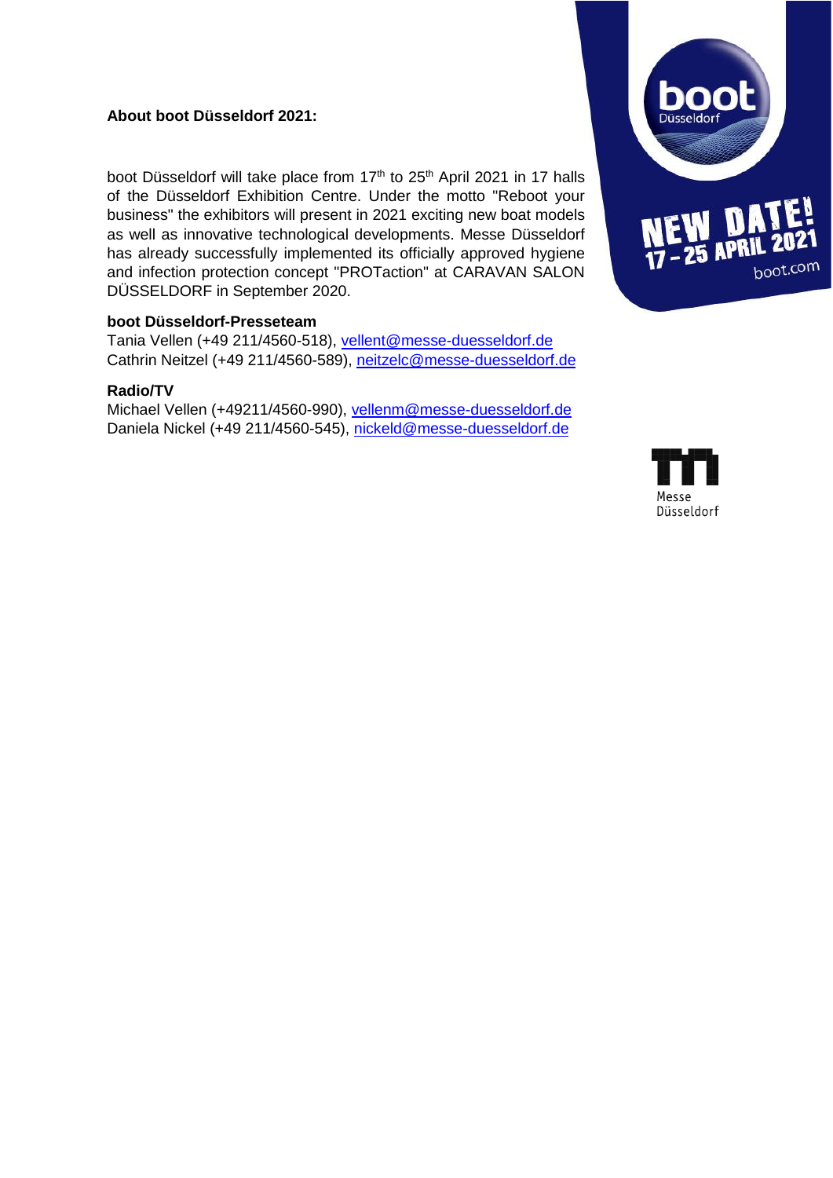**About boot Düsseldorf 2021:**

boot Düsseldorf will take place from 17th to 25th April 2021 in 17 halls of the Düsseldorf Exhibition Centre. Under the motto "Reboot your business" the exhibitors will present in 2021 exciting new boat models as well as innovative technological developments. Messe Düsseldorf has already successfully implemented its officially approved hygiene and infection protection concept "PROTaction" at CARAVAN SALON DÜSSELDORF in September 2020.

**boot Düsseldorf-Presseteam**
Tania Vellen (+49 211/4560-518), vellent@messe-duesseldorf.de
Cathrin Neitzel (+49 211/4560-589), neitzelc@messe-duesseldorf.de

**Radio/TV**
Michael Vellen (+49211/4560-990), vellenm@messe-duesseldorf.de
Daniela Nickel (+49 211/4560-545), nickeld@messe-duesseldorf.de